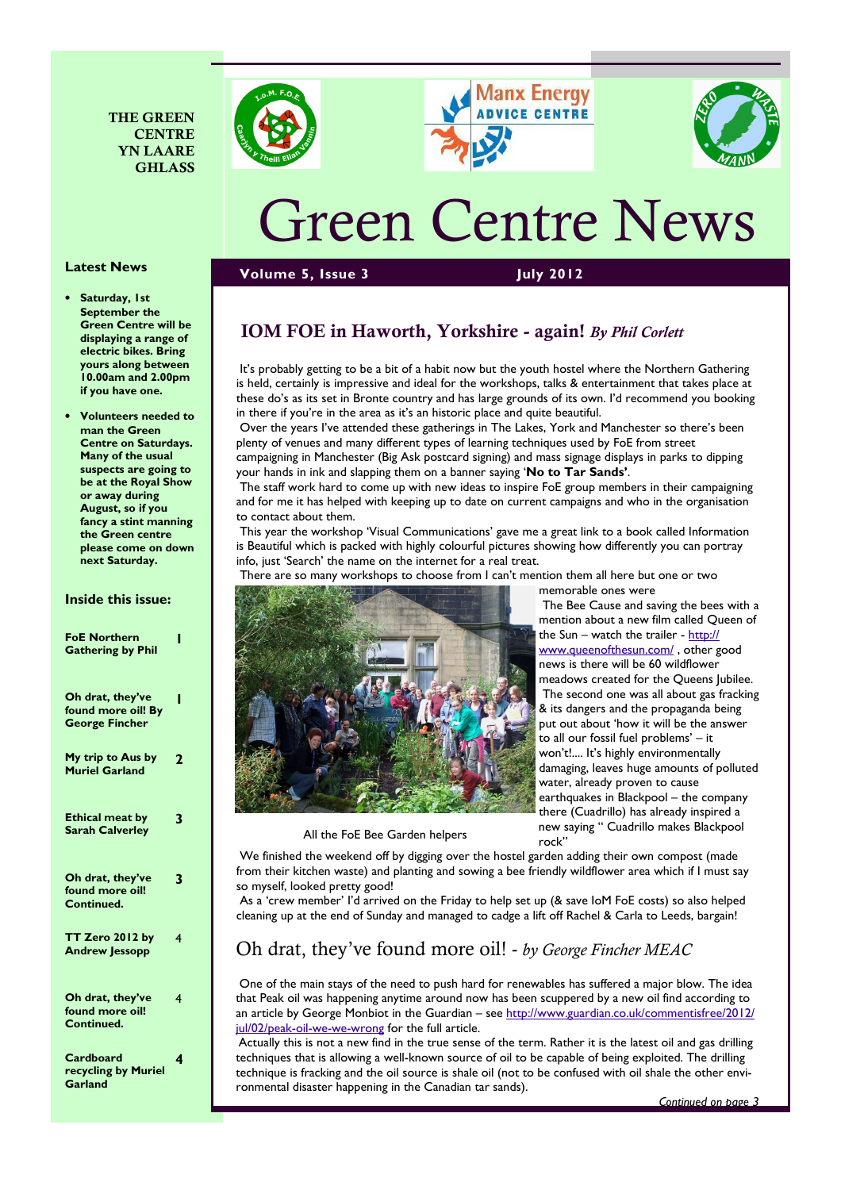THE GREEN CENTRE YN LAARE GHLASS

# Green Centre News

**Volume 5, Issue 3** **July 2012**

### Latest News

- **Saturday, 1st September the Green Centre will be displaying a range of electric bikes. Bring yours along between 10.00am and 2.00pm if you have one.**
- **Volunteers needed to man the Green Centre on Saturdays. Many of the usual suspects are going to be at the Royal Show or away during August, so if you fancy a stint manning the Green centre please come on down next Saturday.**

### Inside this issue:

| | |
|---|---|
| FoE Northern Gathering by Phil | 1 |
| Oh drat, they've found more oil! By George Fincher | 1 |
| My trip to Aus by Muriel Garland | 2 |
| Ethical meat by Sarah Calverley | 3 |
| Oh drat, they've found more oil! Continued. | 3 |
| TT Zero 2012 by Andrew Jessopp | 4 |
| Oh drat, they've found more oil! Continued. | 4 |
| Cardboard recycling by Muriel Garland | 4 |

## IOM FOE in Haworth, Yorkshire - again! *By Phil Corlett*

It's probably getting to be a bit of a habit now but the youth hostel where the Northern Gathering is held, certainly is impressive and ideal for the workshops, talks & entertainment that takes place at these do's as its set in Bronte country and has large grounds of its own. I'd recommend you booking in there if you're in the area as it's an historic place and quite beautiful.

Over the years I've attended these gatherings in The Lakes, York and Manchester so there's been plenty of venues and many different types of learning techniques used by FoE from street campaigning in Manchester (Big Ask postcard signing) and mass signage displays in parks to dipping your hands in ink and slapping them on a banner saying '**No to Tar Sands'**.

The staff work hard to come up with new ideas to inspire FoE group members in their campaigning and for me it has helped with keeping up to date on current campaigns and who in the organisation to contact about them.

This year the workshop 'Visual Communications' gave me a great link to a book called Information is Beautiful which is packed with highly colourful pictures showing how differently you can portray info, just 'Search' the name on the internet for a real treat.

There are so many workshops to choose from I can't mention them all here but one or two memorable ones were

All the FoE Bee Garden helpers

The Bee Cause and saving the bees with a mention about a new film called Queen of the Sun – watch the trailer - http://www.queenofthesun.com/ , other good news is there will be 60 wildflower meadows created for the Queens Jubilee.

The second one was all about gas fracking & its dangers and the propaganda being put out about 'how it will be the answer to all our fossil fuel problems' – it won't!.... It's highly environmentally damaging, leaves huge amounts of polluted water, already proven to cause earthquakes in Blackpool – the company there (Cuadrillo) has already inspired a new saying " Cuadrillo makes Blackpool rock"

We finished the weekend off by digging over the hostel garden adding their own compost (made from their kitchen waste) and planting and sowing a bee friendly wildflower area which if I must say so myself, looked pretty good!

As a 'crew member' I'd arrived on the Friday to help set up (& save IoM FoE costs) so also helped cleaning up at the end of Sunday and managed to cadge a lift off Rachel & Carla to Leeds, bargain!

## Oh drat, they've found more oil! - *by George Fincher MEAC*

One of the main stays of the need to push hard for renewables has suffered a major blow. The idea that Peak oil was happening anytime around now has been scuppered by a new oil find according to an article by George Monbiot in the Guardian – see http://www.guardian.co.uk/commentisfree/2012/jul/02/peak-oil-we-we-wrong for the full article.

Actually this is not a new find in the true sense of the term. Rather it is the latest oil and gas drilling techniques that is allowing a well-known source of oil to be capable of being exploited. The drilling technique is fracking and the oil source is shale oil (not to be confused with oil shale the other environmental disaster happening in the Canadian tar sands).

*Continued on page 3*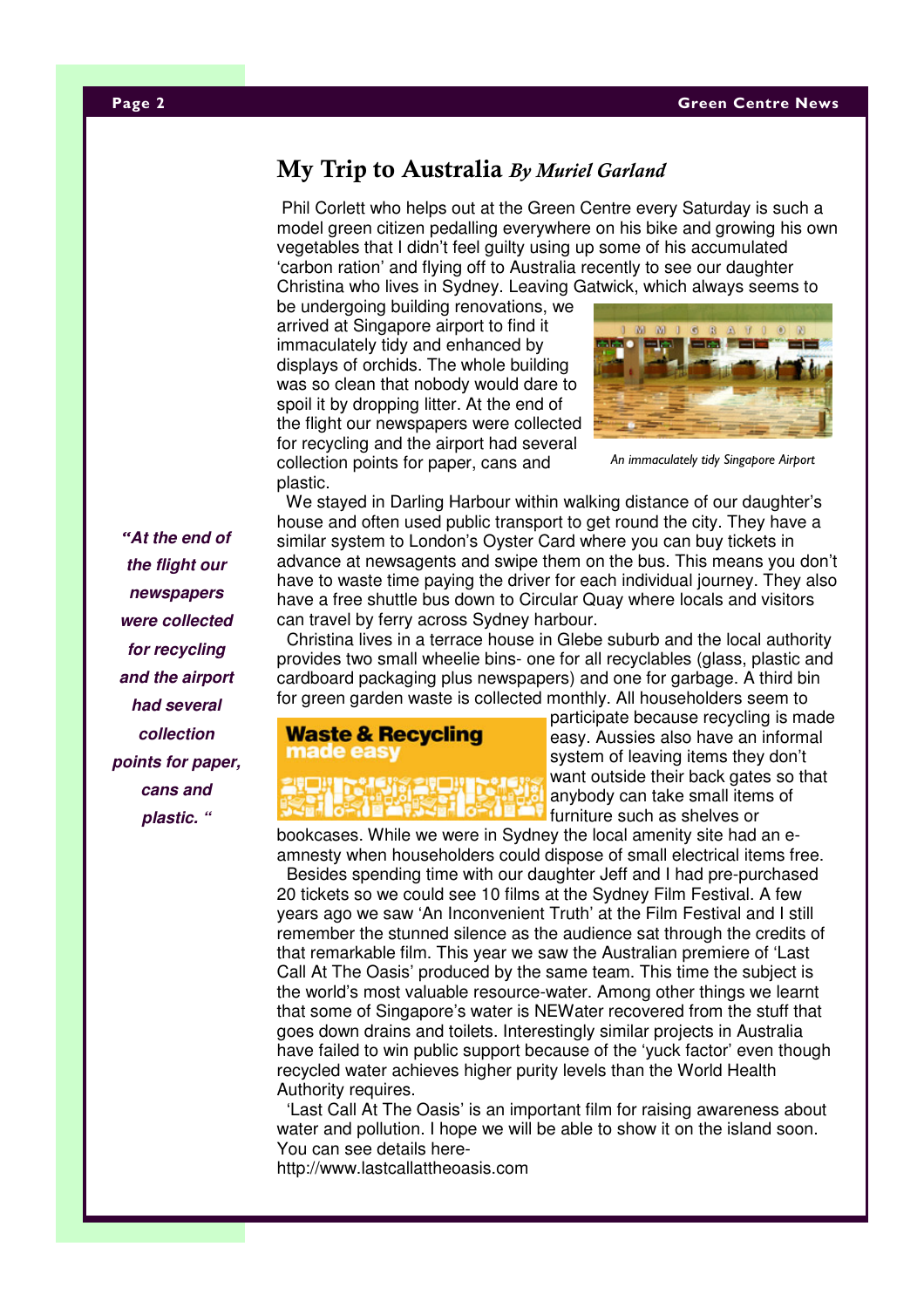## My Trip to Australia *By Muriel Garland*

Phil Corlett who helps out at the Green Centre every Saturday is such a model green citizen pedalling everywhere on his bike and growing his own vegetables that I didn't feel guilty using up some of his accumulated 'carbon ration' and flying off to Australia recently to see our daughter Christina who lives in Sydney. Leaving Gatwick, which always seems to be undergoing building renovations, we arrived at Singapore airport to find it immaculately tidy and enhanced by displays of orchids. The whole building was so clean that nobody would dare to spoil it by dropping litter. At the end of the flight our newspapers were collected for recycling and the airport had several collection points for paper, cans and plastic.

*An immaculately tidy Singapore Airport*

***"At the end of the flight our newspapers were collected for recycling and the airport had several collection points for paper, cans and plastic. "***

We stayed in Darling Harbour within walking distance of our daughter's house and often used public transport to get round the city. They have a similar system to London's Oyster Card where you can buy tickets in advance at newsagents and swipe them on the bus. This means you don't have to waste time paying the driver for each individual journey. They also have a free shuttle bus down to Circular Quay where locals and visitors can travel by ferry across Sydney harbour.

Christina lives in a terrace house in Glebe suburb and the local authority provides two small wheelie bins- one for all recyclables (glass, plastic and cardboard packaging plus newspapers) and one for garbage. A third bin for green garden waste is collected monthly. All householders seem to participate because recycling is made easy. Aussies also have an informal system of leaving items they don't want outside their back gates so that anybody can take small items of furniture such as shelves or bookcases. While we were in Sydney the local amenity site had an e-amnesty when householders could dispose of small electrical items free.

**Waste & Recycling made easy**

Besides spending time with our daughter Jeff and I had pre-purchased 20 tickets so we could see 10 films at the Sydney Film Festival. A few years ago we saw 'An Inconvenient Truth' at the Film Festival and I still remember the stunned silence as the audience sat through the credits of that remarkable film. This year we saw the Australian premiere of 'Last Call At The Oasis' produced by the same team. This time the subject is the world's most valuable resource-water. Among other things we learnt that some of Singapore's water is NEWater recovered from the stuff that goes down drains and toilets. Interestingly similar projects in Australia have failed to win public support because of the 'yuck factor' even though recycled water achieves higher purity levels than the World Health Authority requires.

'Last Call At The Oasis' is an important film for raising awareness about water and pollution. I hope we will be able to show it on the island soon. You can see details here-
http://www.lastcallattheoasis.com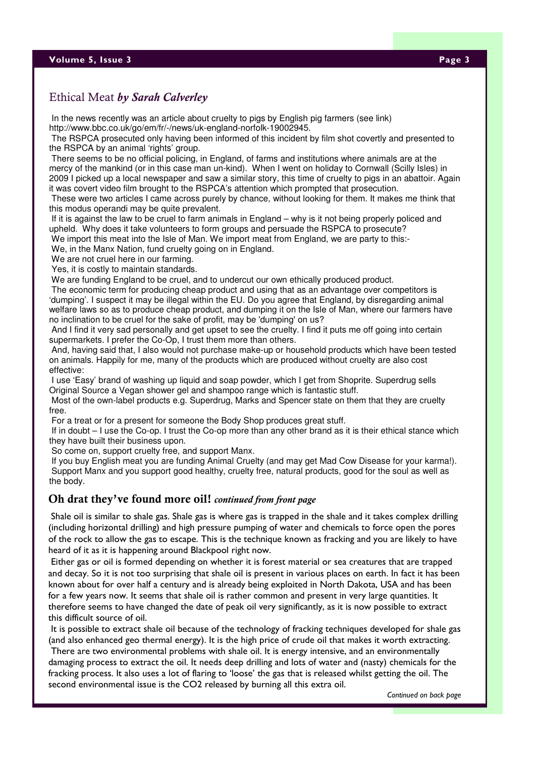## Ethical Meat *by Sarah Calverley*

In the news recently was an article about cruelty to pigs by English pig farmers (see link) http://www.bbc.co.uk/go/em/fr/-/news/uk-england-norfolk-19002945.

The RSPCA prosecuted only having been informed of this incident by film shot covertly and presented to the RSPCA by an animal 'rights' group.

There seems to be no official policing, in England, of farms and institutions where animals are at the mercy of the mankind (or in this case man un-kind). When I went on holiday to Cornwall (Scilly Isles) in 2009 I picked up a local newspaper and saw a similar story, this time of cruelty to pigs in an abattoir. Again it was covert video film brought to the RSPCA's attention which prompted that prosecution.

These were two articles I came across purely by chance, without looking for them. It makes me think that this modus operandi may be quite prevalent.

If it is against the law to be cruel to farm animals in England – why is it not being properly policed and upheld. Why does it take volunteers to form groups and persuade the RSPCA to prosecute?

We import this meat into the Isle of Man. We import meat from England, we are party to this:-

We, in the Manx Nation, fund cruelty going on in England.

We are not cruel here in our farming.

Yes, it is costly to maintain standards.

We are funding England to be cruel, and to undercut our own ethically produced product.

The economic term for producing cheap product and using that as an advantage over competitors is 'dumping'. I suspect it may be illegal within the EU. Do you agree that England, by disregarding animal welfare laws so as to produce cheap product, and dumping it on the Isle of Man, where our farmers have no inclination to be cruel for the sake of profit, may be 'dumping' on us?

And I find it very sad personally and get upset to see the cruelty. I find it puts me off going into certain supermarkets. I prefer the Co-Op, I trust them more than others.

And, having said that, I also would not purchase make-up or household products which have been tested on animals. Happily for me, many of the products which are produced without cruelty are also cost effective:

I use 'Easy' brand of washing up liquid and soap powder, which I get from Shoprite. Superdrug sells Original Source a Vegan shower gel and shampoo range which is fantastic stuff.

Most of the own-label products e.g. Superdrug, Marks and Spencer state on them that they are cruelty free.

For a treat or for a present for someone the Body Shop produces great stuff.

If in doubt – I use the Co-op. I trust the Co-op more than any other brand as it is their ethical stance which they have built their business upon.

So come on, support cruelty free, and support Manx.

If you buy English meat you are funding Animal Cruelty (and may get Mad Cow Disease for your karma!). Support Manx and you support good healthy, cruelty free, natural products, good for the soul as well as the body.

## Oh drat they've found more oil! *continued from front page*

Shale oil is similar to shale gas. Shale gas is where gas is trapped in the shale and it takes complex drilling (including horizontal drilling) and high pressure pumping of water and chemicals to force open the pores of the rock to allow the gas to escape. This is the technique known as fracking and you are likely to have heard of it as it is happening around Blackpool right now.

Either gas or oil is formed depending on whether it is forest material or sea creatures that are trapped and decay. So it is not too surprising that shale oil is present in various places on earth. In fact it has been known about for over half a century and is already being exploited in North Dakota, USA and has been for a few years now. It seems that shale oil is rather common and present in very large quantities. It therefore seems to have changed the date of peak oil very significantly, as it is now possible to extract this difficult source of oil.

It is possible to extract shale oil because of the technology of fracking techniques developed for shale gas (and also enhanced geo thermal energy). It is the high price of crude oil that makes it worth extracting.

There are two environmental problems with shale oil. It is energy intensive, and an environmentally damaging process to extract the oil. It needs deep drilling and lots of water and (nasty) chemicals for the fracking process. It also uses a lot of flaring to 'loose' the gas that is released whilst getting the oil. The second environmental issue is the $CO_2$ released by burning all this extra oil.

*Continued on back page*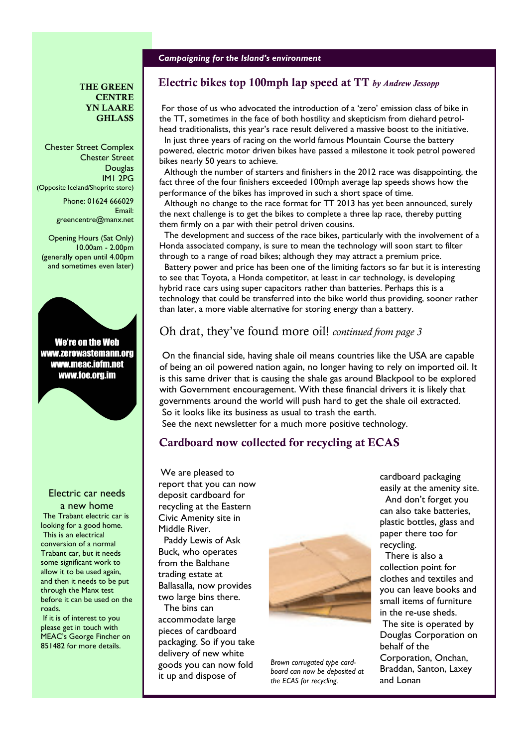*Campaigning for the Island's environment*

## Electric bikes top 100mph lap speed at TT *by Andrew Jessopp*

For those of us who advocated the introduction of a 'zero' emission class of bike in the TT, sometimes in the face of both hostility and skepticism from diehard petrol-head traditionalists, this year's race result delivered a massive boost to the initiative.

In just three years of racing on the world famous Mountain Course the battery powered, electric motor driven bikes have passed a milestone it took petrol powered bikes nearly 50 years to achieve.

Although the number of starters and finishers in the 2012 race was disappointing, the fact three of the four finishers exceeded 100mph average lap speeds shows how the performance of the bikes has improved in such a short space of time.

Although no change to the race format for TT 2013 has yet been announced, surely the next challenge is to get the bikes to complete a three lap race, thereby putting them firmly on a par with their petrol driven cousins.

The development and success of the race bikes, particularly with the involvement of a Honda associated company, is sure to mean the technology will soon start to filter through to a range of road bikes; although they may attract a premium price.

Battery power and price has been one of the limiting factors so far but it is interesting to see that Toyota, a Honda competitor, at least in car technology, is developing hybrid race cars using super capacitors rather than batteries. Perhaps this is a technology that could be transferred into the bike world thus providing, sooner rather than later, a more viable alternative for storing energy than a battery.

## Oh drat, they've found more oil! *continued from page 3*

On the financial side, having shale oil means countries like the USA are capable of being an oil powered nation again, no longer having to rely on imported oil. It is this same driver that is causing the shale gas around Blackpool to be explored with Government encouragement. With these financial drivers it is likely that governments around the world will push hard to get the shale oil extracted.

So it looks like its business as usual to trash the earth.

See the next newsletter for a much more positive technology.

## Cardboard now collected for recycling at ECAS

We are pleased to report that you can now deposit cardboard for recycling at the Eastern Civic Amenity site in Middle River.

Paddy Lewis of Ask Buck, who operates from the Balthane trading estate at Ballasalla, now provides two large bins there.

The bins can accommodate large pieces of cardboard packaging. So if you take delivery of new white goods you can now fold it up and dispose of cardboard packaging easily at the amenity site.

And don't forget you can also take batteries, plastic bottles, glass and paper there too for recycling.

There is also a collection point for clothes and textiles and you can leave books and small items of furniture in the re-use sheds.

The site is operated by Douglas Corporation on behalf of the Corporation, Onchan, Braddan, Santon, Laxey and Lonan

*Brown corrugated type cardboard can now be deposited at the ECAS for recycling.*

**THE GREEN CENTRE YN LAARE GHLASS**

Chester Street Complex
Chester Street
Douglas
IM1 2PG
(Opposite Iceland/Shoprite store)

Phone: 01624 666029
Email: greencentre@manx.net

Opening Hours (Sat Only)
10.00am - 2.00pm
(generally open until 4.00pm and sometimes even later)

**We're on the Web**
www.zerowastemann.org
www.meac.iofm.net
www.foe.org.im

### Electric car needs a new home

The Trabant electric car is looking for a good home.

This is an electrical conversion of a normal Trabant car, but it needs some significant work to allow it to be used again, and then it needs to be put through the Manx test before it can be used on the roads.

If it is of interest to you please get in touch with MEAC's George Fincher on 851482 for more details.